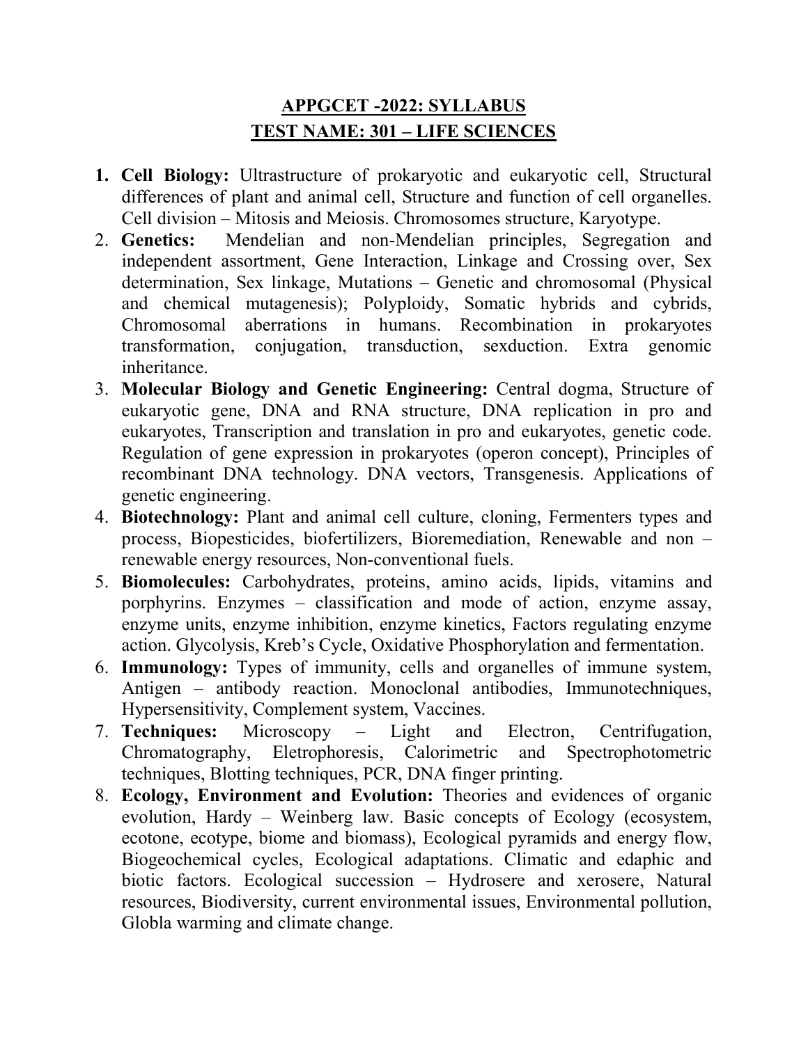# APPGCET -2022: SYLLABUS
## TEST NAME: 301 – LIFE SCIENCES

1. **Cell Biology:** Ultrastructure of prokaryotic and eukaryotic cell, Structural differences of plant and animal cell, Structure and function of cell organelles. Cell division – Mitosis and Meiosis. Chromosomes structure, Karyotype.
2. **Genetics:** Mendelian and non-Mendelian principles, Segregation and independent assortment, Gene Interaction, Linkage and Crossing over, Sex determination, Sex linkage, Mutations – Genetic and chromosomal (Physical and chemical mutagenesis); Polyploidy, Somatic hybrids and cybrids, Chromosomal aberrations in humans. Recombination in prokaryotes transformation, conjugation, transduction, sexduction. Extra genomic inheritance.
3. **Molecular Biology and Genetic Engineering:** Central dogma, Structure of eukaryotic gene, DNA and RNA structure, DNA replication in pro and eukaryotes, Transcription and translation in pro and eukaryotes, genetic code. Regulation of gene expression in prokaryotes (operon concept), Principles of recombinant DNA technology. DNA vectors, Transgenesis. Applications of genetic engineering.
4. **Biotechnology:** Plant and animal cell culture, cloning, Fermenters types and process, Biopesticides, biofertilizers, Bioremediation, Renewable and non – renewable energy resources, Non-conventional fuels.
5. **Biomolecules:** Carbohydrates, proteins, amino acids, lipids, vitamins and porphyrins. Enzymes – classification and mode of action, enzyme assay, enzyme units, enzyme inhibition, enzyme kinetics, Factors regulating enzyme action. Glycolysis, Kreb's Cycle, Oxidative Phosphorylation and fermentation.
6. **Immunology:** Types of immunity, cells and organelles of immune system, Antigen – antibody reaction. Monoclonal antibodies, Immunotechniques, Hypersensitivity, Complement system, Vaccines.
7. **Techniques:** Microscopy – Light and Electron, Centrifugation, Chromatography, Eletrophoresis, Calorimetric and Spectrophotometric techniques, Blotting techniques, PCR, DNA finger printing.
8. **Ecology, Environment and Evolution:** Theories and evidences of organic evolution, Hardy – Weinberg law. Basic concepts of Ecology (ecosystem, ecotone, ecotype, biome and biomass), Ecological pyramids and energy flow, Biogeochemical cycles, Ecological adaptations. Climatic and edaphic and biotic factors. Ecological succession – Hydrosere and xerosere, Natural resources, Biodiversity, current environmental issues, Environmental pollution, Globla warming and climate change.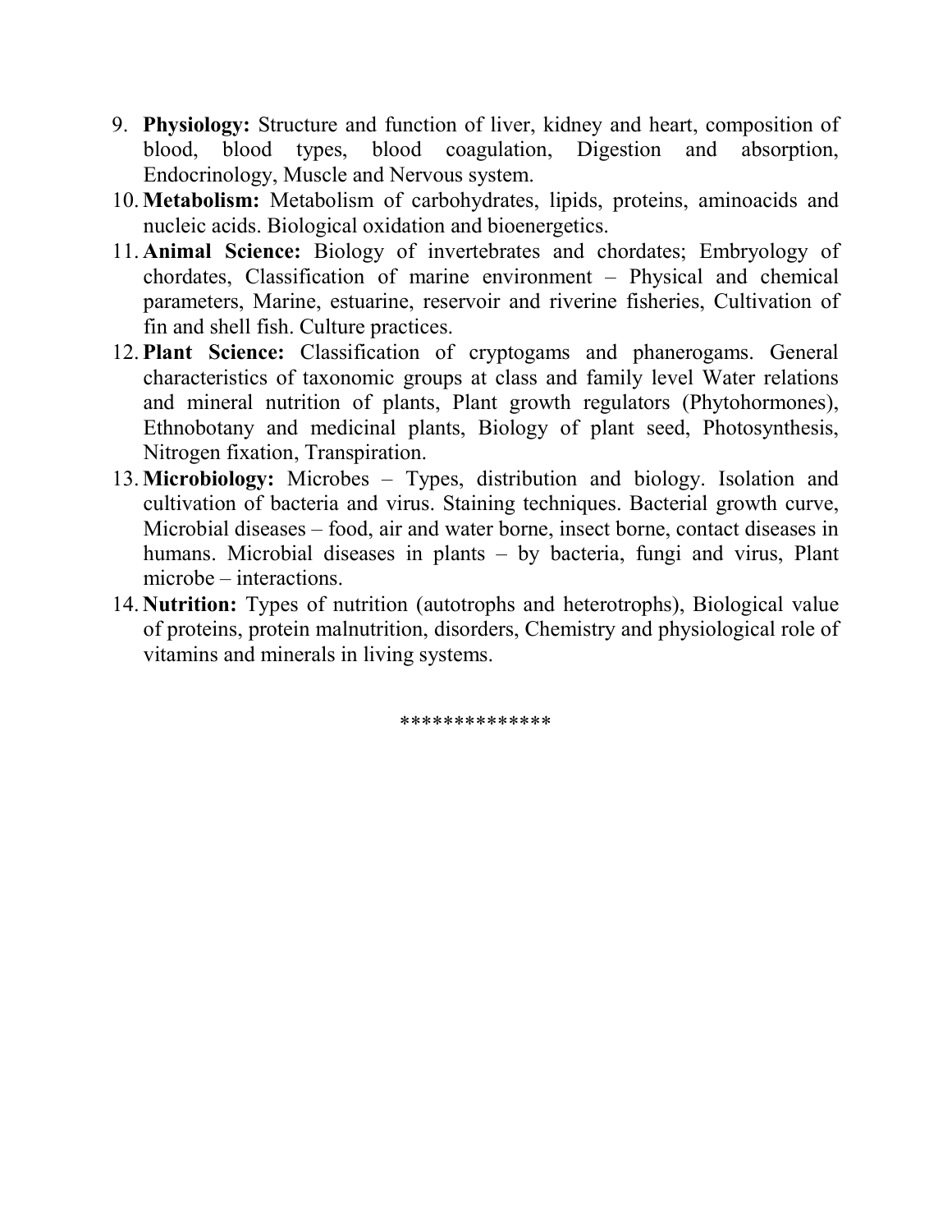9. **Physiology:** Structure and function of liver, kidney and heart, composition of blood, blood types, blood coagulation, Digestion and absorption, Endocrinology, Muscle and Nervous system.
10. **Metabolism:** Metabolism of carbohydrates, lipids, proteins, aminoacids and nucleic acids. Biological oxidation and bioenergetics.
11. **Animal Science:** Biology of invertebrates and chordates; Embryology of chordates, Classification of marine environment – Physical and chemical parameters, Marine, estuarine, reservoir and riverine fisheries, Cultivation of fin and shell fish. Culture practices.
12. **Plant Science:** Classification of cryptogams and phanerogams. General characteristics of taxonomic groups at class and family level Water relations and mineral nutrition of plants, Plant growth regulators (Phytohormones), Ethnobotany and medicinal plants, Biology of plant seed, Photosynthesis, Nitrogen fixation, Transpiration.
13. **Microbiology:** Microbes – Types, distribution and biology. Isolation and cultivation of bacteria and virus. Staining techniques. Bacterial growth curve, Microbial diseases – food, air and water borne, insect borne, contact diseases in humans. Microbial diseases in plants – by bacteria, fungi and virus, Plant microbe – interactions.
14. **Nutrition:** Types of nutrition (autotrophs and heterotrophs), Biological value of proteins, protein malnutrition, disorders, Chemistry and physiological role of vitamins and minerals in living systems.

**************